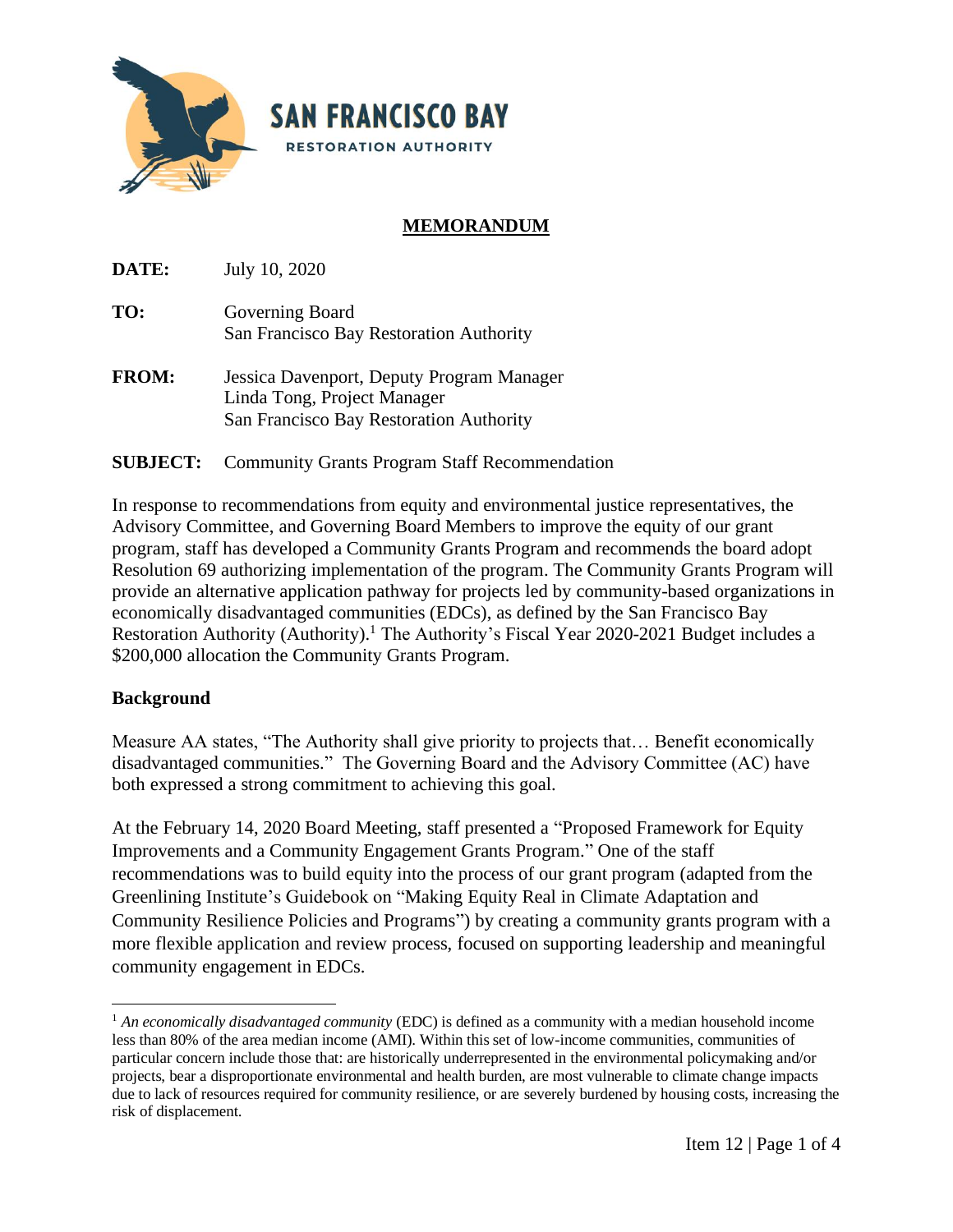**SAN FRANCISCO BAY**
RESTORATION AUTHORITY

## MEMORANDUM

**DATE:** July 10, 2020

**TO:** Governing Board
San Francisco Bay Restoration Authority

**FROM:** Jessica Davenport, Deputy Program Manager
Linda Tong, Project Manager
San Francisco Bay Restoration Authority

**SUBJECT:** Community Grants Program Staff Recommendation

In response to recommendations from equity and environmental justice representatives, the Advisory Committee, and Governing Board Members to improve the equity of our grant program, staff has developed a Community Grants Program and recommends the board adopt Resolution 69 authorizing implementation of the program. The Community Grants Program will provide an alternative application pathway for projects led by community-based organizations in economically disadvantaged communities (EDCs), as defined by the San Francisco Bay Restoration Authority (Authority).[1] The Authority's Fiscal Year 2020-2021 Budget includes a $200,000 allocation the Community Grants Program.

### Background

Measure AA states, "The Authority shall give priority to projects that… Benefit economically disadvantaged communities." The Governing Board and the Advisory Committee (AC) have both expressed a strong commitment to achieving this goal.

At the February 14, 2020 Board Meeting, staff presented a "Proposed Framework for Equity Improvements and a Community Engagement Grants Program." One of the staff recommendations was to build equity into the process of our grant program (adapted from the Greenlining Institute's Guidebook on "Making Equity Real in Climate Adaptation and Community Resilience Policies and Programs") by creating a community grants program with a more flexible application and review process, focused on supporting leadership and meaningful community engagement in EDCs.

---

[1] *An economically disadvantaged community* (EDC) is defined as a community with a median household income less than 80% of the area median income (AMI). Within this set of low-income communities, communities of particular concern include those that: are historically underrepresented in the environmental policymaking and/or projects, bear a disproportionate environmental and health burden, are most vulnerable to climate change impacts due to lack of resources required for community resilience, or are severely burdened by housing costs, increasing the risk of displacement.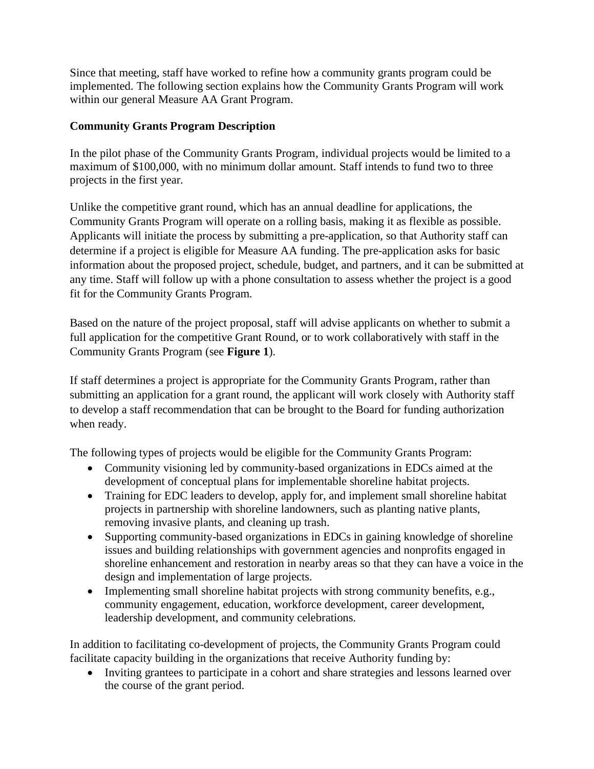Since that meeting, staff have worked to refine how a community grants program could be implemented. The following section explains how the Community Grants Program will work within our general Measure AA Grant Program.

**Community Grants Program Description**

In the pilot phase of the Community Grants Program, individual projects would be limited to a maximum of $100,000, with no minimum dollar amount. Staff intends to fund two to three projects in the first year.

Unlike the competitive grant round, which has an annual deadline for applications, the Community Grants Program will operate on a rolling basis, making it as flexible as possible. Applicants will initiate the process by submitting a pre-application, so that Authority staff can determine if a project is eligible for Measure AA funding. The pre-application asks for basic information about the proposed project, schedule, budget, and partners, and it can be submitted at any time. Staff will follow up with a phone consultation to assess whether the project is a good fit for the Community Grants Program.

Based on the nature of the project proposal, staff will advise applicants on whether to submit a full application for the competitive Grant Round, or to work collaboratively with staff in the Community Grants Program (see **Figure 1**).

If staff determines a project is appropriate for the Community Grants Program, rather than submitting an application for a grant round, the applicant will work closely with Authority staff to develop a staff recommendation that can be brought to the Board for funding authorization when ready.

The following types of projects would be eligible for the Community Grants Program:

- Community visioning led by community-based organizations in EDCs aimed at the development of conceptual plans for implementable shoreline habitat projects.
- Training for EDC leaders to develop, apply for, and implement small shoreline habitat projects in partnership with shoreline landowners, such as planting native plants, removing invasive plants, and cleaning up trash.
- Supporting community-based organizations in EDCs in gaining knowledge of shoreline issues and building relationships with government agencies and nonprofits engaged in shoreline enhancement and restoration in nearby areas so that they can have a voice in the design and implementation of large projects.
- Implementing small shoreline habitat projects with strong community benefits, e.g., community engagement, education, workforce development, career development, leadership development, and community celebrations.

In addition to facilitating co-development of projects, the Community Grants Program could facilitate capacity building in the organizations that receive Authority funding by:

- Inviting grantees to participate in a cohort and share strategies and lessons learned over the course of the grant period.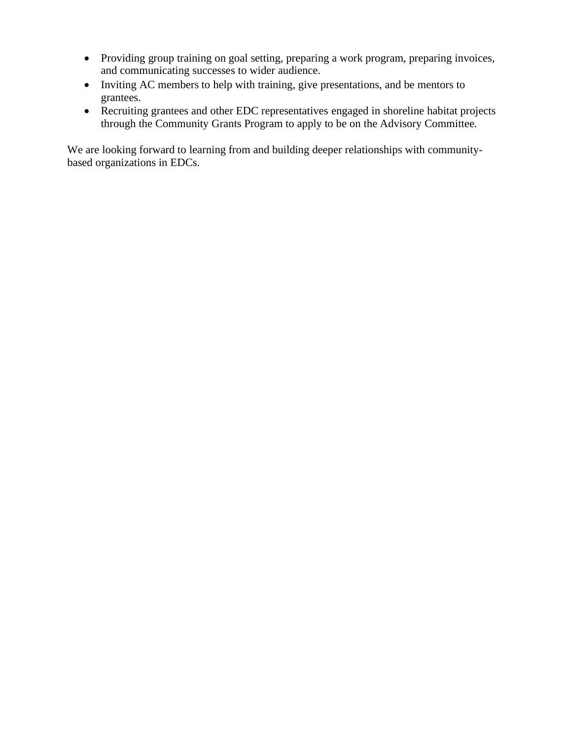- Providing group training on goal setting, preparing a work program, preparing invoices, and communicating successes to wider audience.
- Inviting AC members to help with training, give presentations, and be mentors to grantees.
- Recruiting grantees and other EDC representatives engaged in shoreline habitat projects through the Community Grants Program to apply to be on the Advisory Committee.

We are looking forward to learning from and building deeper relationships with community-based organizations in EDCs.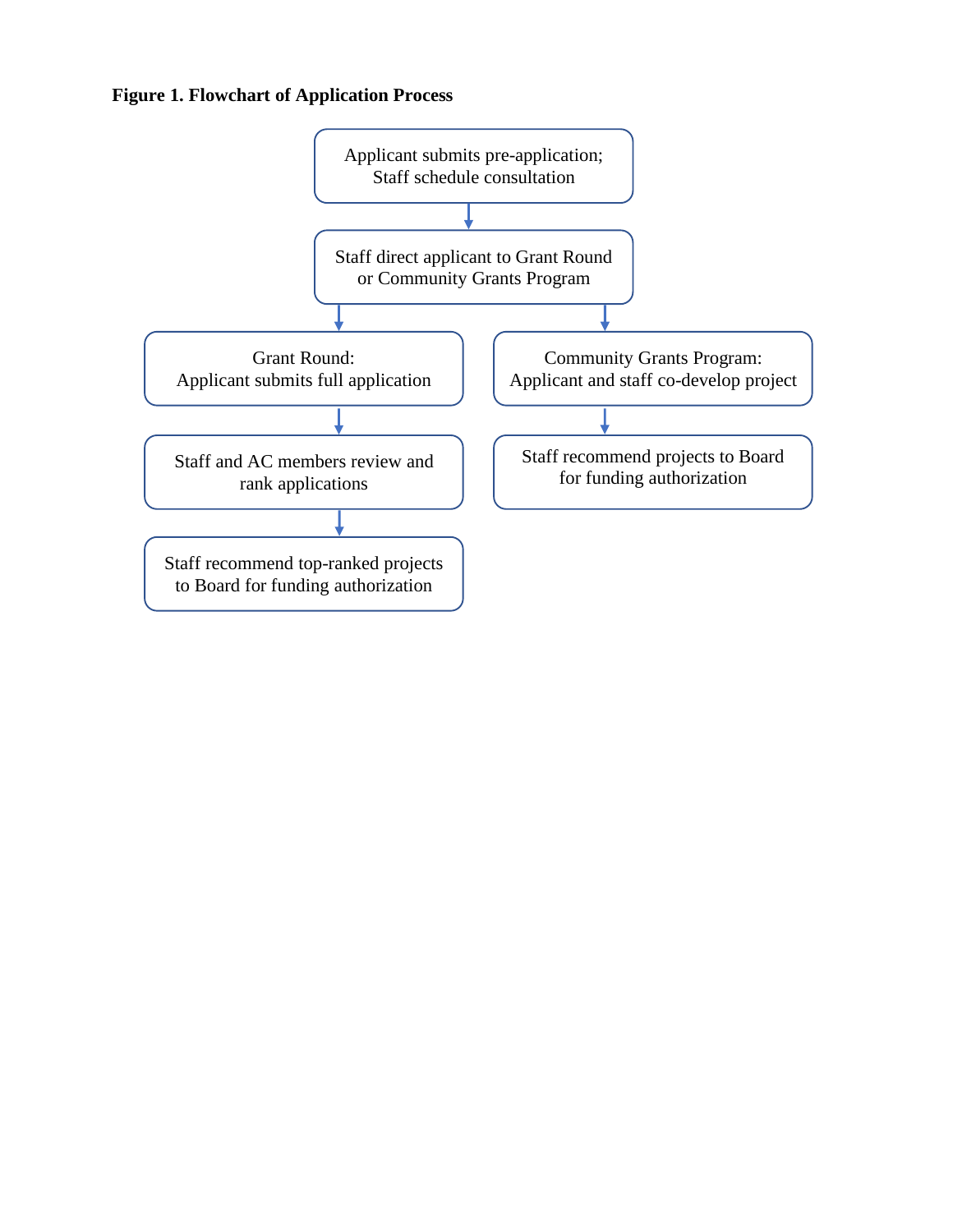**Figure 1. Flowchart of Application Process**

Applicant submits pre-application; Staff schedule consultation

Staff direct applicant to Grant Round or Community Grants Program

Grant Round: Applicant submits full application

Staff and AC members review and rank applications

Staff recommend top-ranked projects to Board for funding authorization

Community Grants Program: Applicant and staff co-develop project

Staff recommend projects to Board for funding authorization